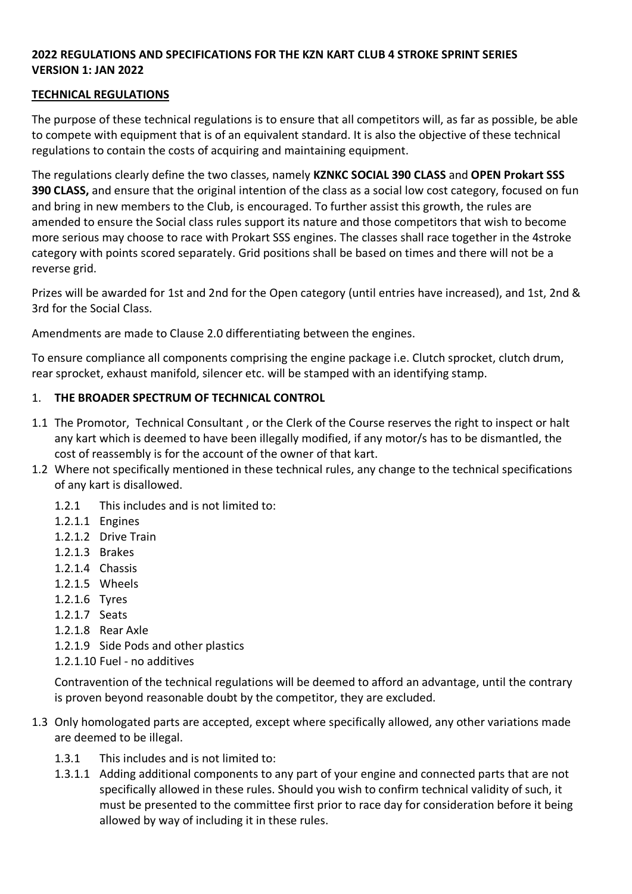**2022 REGULATIONS AND SPECIFICATIONS FOR THE KZN KART CLUB 4 STROKE SPRINT SERIES**
**VERSION 1: JAN 2022**

## TECHNICAL REGULATIONS

The purpose of these technical regulations is to ensure that all competitors will, as far as possible, be able to compete with equipment that is of an equivalent standard. It is also the objective of these technical regulations to contain the costs of acquiring and maintaining equipment.

The regulations clearly define the two classes, namely **KZNKC SOCIAL 390 CLASS** and **OPEN Prokart SSS 390 CLASS,** and ensure that the original intention of the class as a social low cost category, focused on fun and bring in new members to the Club, is encouraged. To further assist this growth, the rules are amended to ensure the Social class rules support its nature and those competitors that wish to become more serious may choose to race with Prokart SSS engines. The classes shall race together in the 4stroke category with points scored separately. Grid positions shall be based on times and there will not be a reverse grid.

Prizes will be awarded for 1st and 2nd for the Open category (until entries have increased), and 1st, 2nd & 3rd for the Social Class.

Amendments are made to Clause 2.0 differentiating between the engines.

To ensure compliance all components comprising the engine package i.e. Clutch sprocket, clutch drum, rear sprocket, exhaust manifold, silencer etc. will be stamped with an identifying stamp.

1. **THE BROADER SPECTRUM OF TECHNICAL CONTROL**

1.1 The Promotor, Technical Consultant , or the Clerk of the Course reserves the right to inspect or halt any kart which is deemed to have been illegally modified, if any motor/s has to be dismantled, the cost of reassembly is for the account of the owner of that kart.

1.2 Where not specifically mentioned in these technical rules, any change to the technical specifications of any kart is disallowed.

1.2.1 This includes and is not limited to:
1.2.1.1 Engines
1.2.1.2 Drive Train
1.2.1.3 Brakes
1.2.1.4 Chassis
1.2.1.5 Wheels
1.2.1.6 Tyres
1.2.1.7 Seats
1.2.1.8 Rear Axle
1.2.1.9 Side Pods and other plastics
1.2.1.10 Fuel - no additives

Contravention of the technical regulations will be deemed to afford an advantage, until the contrary is proven beyond reasonable doubt by the competitor, they are excluded.

1.3 Only homologated parts are accepted, except where specifically allowed, any other variations made are deemed to be illegal.

1.3.1 This includes and is not limited to:
1.3.1.1 Adding additional components to any part of your engine and connected parts that are not specifically allowed in these rules. Should you wish to confirm technical validity of such, it must be presented to the committee first prior to race day for consideration before it being allowed by way of including it in these rules.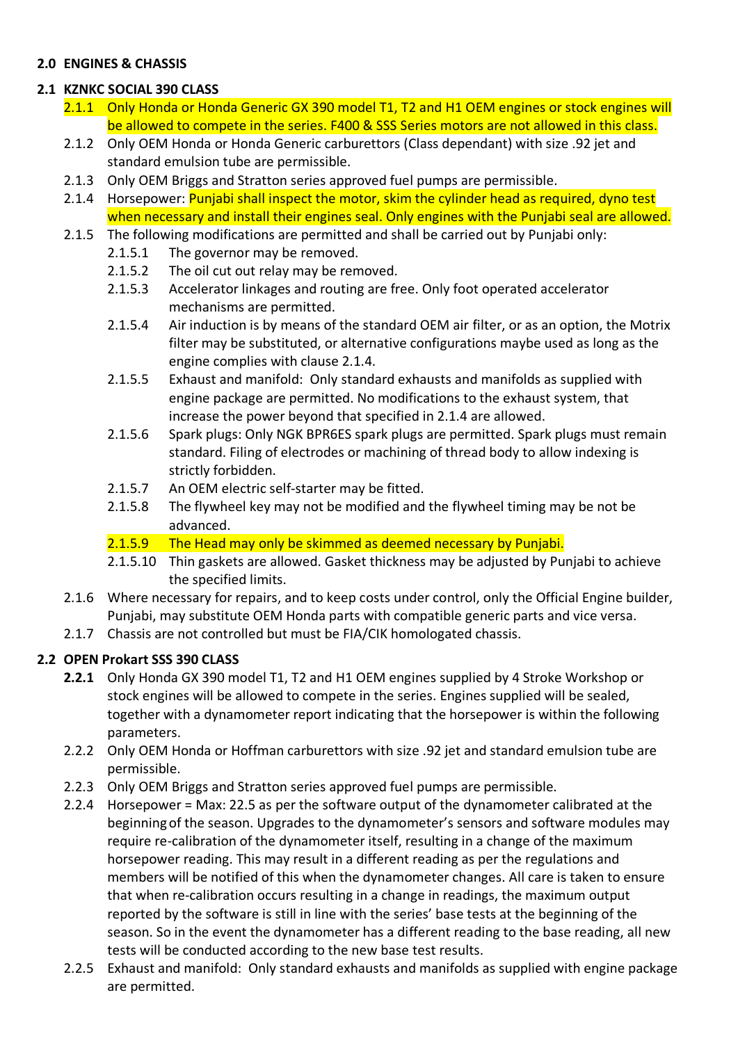**2.0 ENGINES & CHASSIS**

**2.1 KZNKC SOCIAL 390 CLASS**

2.1.1 Only Honda or Honda Generic GX 390 model T1, T2 and H1 OEM engines or stock engines will be allowed to compete in the series. F400 & SSS Series motors are not allowed in this class.

2.1.2 Only OEM Honda or Honda Generic carburettors (Class dependant) with size .92 jet and standard emulsion tube are permissible.

2.1.3 Only OEM Briggs and Stratton series approved fuel pumps are permissible.

2.1.4 Horsepower: Punjabi shall inspect the motor, skim the cylinder head as required, dyno test when necessary and install their engines seal. Only engines with the Punjabi seal are allowed.

2.1.5 The following modifications are permitted and shall be carried out by Punjabi only:

- 2.1.5.1 The governor may be removed.
- 2.1.5.2 The oil cut out relay may be removed.
- 2.1.5.3 Accelerator linkages and routing are free. Only foot operated accelerator mechanisms are permitted.
- 2.1.5.4 Air induction is by means of the standard OEM air filter, or as an option, the Motrix filter may be substituted, or alternative configurations maybe used as long as the engine complies with clause 2.1.4.
- 2.1.5.5 Exhaust and manifold: Only standard exhausts and manifolds as supplied with engine package are permitted. No modifications to the exhaust system, that increase the power beyond that specified in 2.1.4 are allowed.
- 2.1.5.6 Spark plugs: Only NGK BPR6ES spark plugs are permitted. Spark plugs must remain standard. Filing of electrodes or machining of thread body to allow indexing is strictly forbidden.
- 2.1.5.7 An OEM electric self-starter may be fitted.
- 2.1.5.8 The flywheel key may not be modified and the flywheel timing may be not be advanced.
- 2.1.5.9 The Head may only be skimmed as deemed necessary by Punjabi.
- 2.1.5.10 Thin gaskets are allowed. Gasket thickness may be adjusted by Punjabi to achieve the specified limits.

2.1.6 Where necessary for repairs, and to keep costs under control, only the Official Engine builder, Punjabi, may substitute OEM Honda parts with compatible generic parts and vice versa.

2.1.7 Chassis are not controlled but must be FIA/CIK homologated chassis.

**2.2 OPEN Prokart SSS 390 CLASS**

**2.2.1** Only Honda GX 390 model T1, T2 and H1 OEM engines supplied by 4 Stroke Workshop or stock engines will be allowed to compete in the series. Engines supplied will be sealed, together with a dynamometer report indicating that the horsepower is within the following parameters.

2.2.2 Only OEM Honda or Hoffman carburettors with size .92 jet and standard emulsion tube are permissible.

2.2.3 Only OEM Briggs and Stratton series approved fuel pumps are permissible.

2.2.4 Horsepower = Max: 22.5 as per the software output of the dynamometer calibrated at the beginning of the season. Upgrades to the dynamometer's sensors and software modules may require re-calibration of the dynamometer itself, resulting in a change of the maximum horsepower reading. This may result in a different reading as per the regulations and members will be notified of this when the dynamometer changes. All care is taken to ensure that when re-calibration occurs resulting in a change in readings, the maximum output reported by the software is still in line with the series' base tests at the beginning of the season. So in the event the dynamometer has a different reading to the base reading, all new tests will be conducted according to the new base test results.

2.2.5 Exhaust and manifold: Only standard exhausts and manifolds as supplied with engine package are permitted.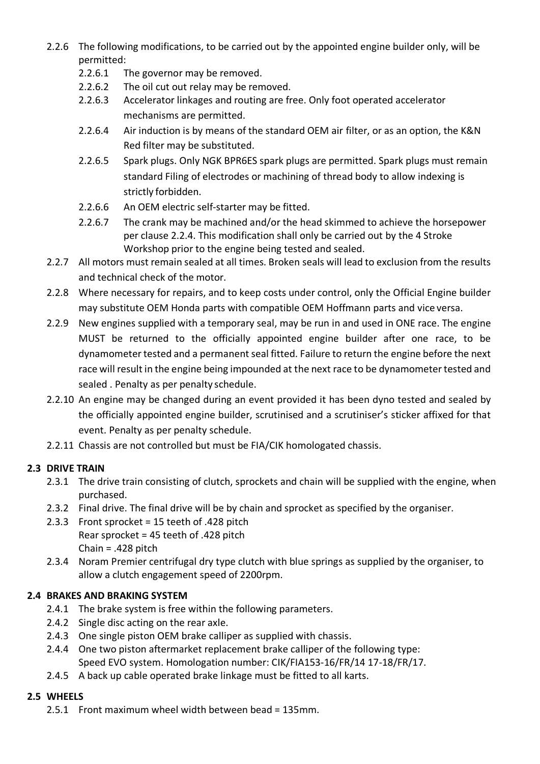- 2.2.6 The following modifications, to be carried out by the appointed engine builder only, will be permitted:
  - 2.2.6.1 The governor may be removed.
  - 2.2.6.2 The oil cut out relay may be removed.
  - 2.2.6.3 Accelerator linkages and routing are free. Only foot operated accelerator mechanisms are permitted.
  - 2.2.6.4 Air induction is by means of the standard OEM air filter, or as an option, the K&N Red filter may be substituted.
  - 2.2.6.5 Spark plugs. Only NGK BPR6ES spark plugs are permitted. Spark plugs must remain standard Filing of electrodes or machining of thread body to allow indexing is strictly forbidden.
  - 2.2.6.6 An OEM electric self-starter may be fitted.
  - 2.2.6.7 The crank may be machined and/or the head skimmed to achieve the horsepower per clause 2.2.4. This modification shall only be carried out by the 4 Stroke Workshop prior to the engine being tested and sealed.
- 2.2.7 All motors must remain sealed at all times. Broken seals will lead to exclusion from the results and technical check of the motor.
- 2.2.8 Where necessary for repairs, and to keep costs under control, only the Official Engine builder may substitute OEM Honda parts with compatible OEM Hoffmann parts and vice versa.
- 2.2.9 New engines supplied with a temporary seal, may be run in and used in ONE race. The engine MUST be returned to the officially appointed engine builder after one race, to be dynamometer tested and a permanent seal fitted. Failure to return the engine before the next race will result in the engine being impounded at the next race to be dynamometer tested and sealed . Penalty as per penalty schedule.
- 2.2.10 An engine may be changed during an event provided it has been dyno tested and sealed by the officially appointed engine builder, scrutinised and a scrutiniser's sticker affixed for that event. Penalty as per penalty schedule.
- 2.2.11 Chassis are not controlled but must be FIA/CIK homologated chassis.

## 2.3 DRIVE TRAIN

- 2.3.1 The drive train consisting of clutch, sprockets and chain will be supplied with the engine, when purchased.
- 2.3.2 Final drive. The final drive will be by chain and sprocket as specified by the organiser.
- 2.3.3 Front sprocket = 15 teeth of .428 pitch
  Rear sprocket = 45 teeth of .428 pitch
  Chain = .428 pitch
- 2.3.4 Noram Premier centrifugal dry type clutch with blue springs as supplied by the organiser, to allow a clutch engagement speed of 2200rpm.

## 2.4 BRAKES AND BRAKING SYSTEM

- 2.4.1 The brake system is free within the following parameters.
- 2.4.2 Single disc acting on the rear axle.
- 2.4.3 One single piston OEM brake calliper as supplied with chassis.
- 2.4.4 One two piston aftermarket replacement brake calliper of the following type:
  Speed EVO system. Homologation number: CIK/FIA153-16/FR/14 17-18/FR/17.
- 2.4.5 A back up cable operated brake linkage must be fitted to all karts.

## 2.5 WHEELS

- 2.5.1 Front maximum wheel width between bead = 135mm.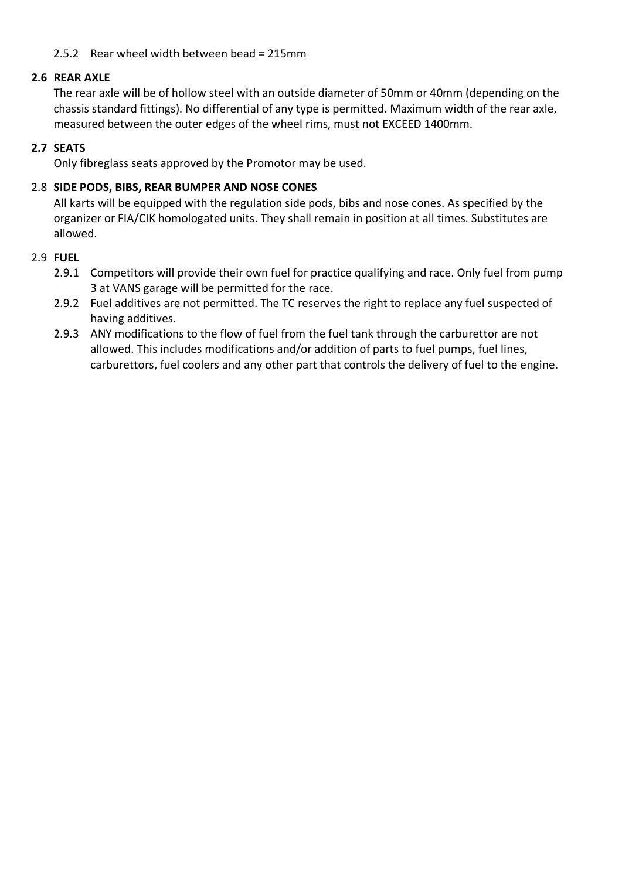2.5.2 Rear wheel width between bead = 215mm

**2.6 REAR AXLE**

The rear axle will be of hollow steel with an outside diameter of 50mm or 40mm (depending on the chassis standard fittings). No differential of any type is permitted. Maximum width of the rear axle, measured between the outer edges of the wheel rims, must not EXCEED 1400mm.

**2.7 SEATS**

Only fibreglass seats approved by the Promotor may be used.

2.8 **SIDE PODS, BIBS, REAR BUMPER AND NOSE CONES**

All karts will be equipped with the regulation side pods, bibs and nose cones. As specified by the organizer or FIA/CIK homologated units. They shall remain in position at all times. Substitutes are allowed.

2.9 **FUEL**

2.9.1 Competitors will provide their own fuel for practice qualifying and race. Only fuel from pump 3 at VANS garage will be permitted for the race.

2.9.2 Fuel additives are not permitted. The TC reserves the right to replace any fuel suspected of having additives.

2.9.3 ANY modifications to the flow of fuel from the fuel tank through the carburettor are not allowed. This includes modifications and/or addition of parts to fuel pumps, fuel lines, carburettors, fuel coolers and any other part that controls the delivery of fuel to the engine.